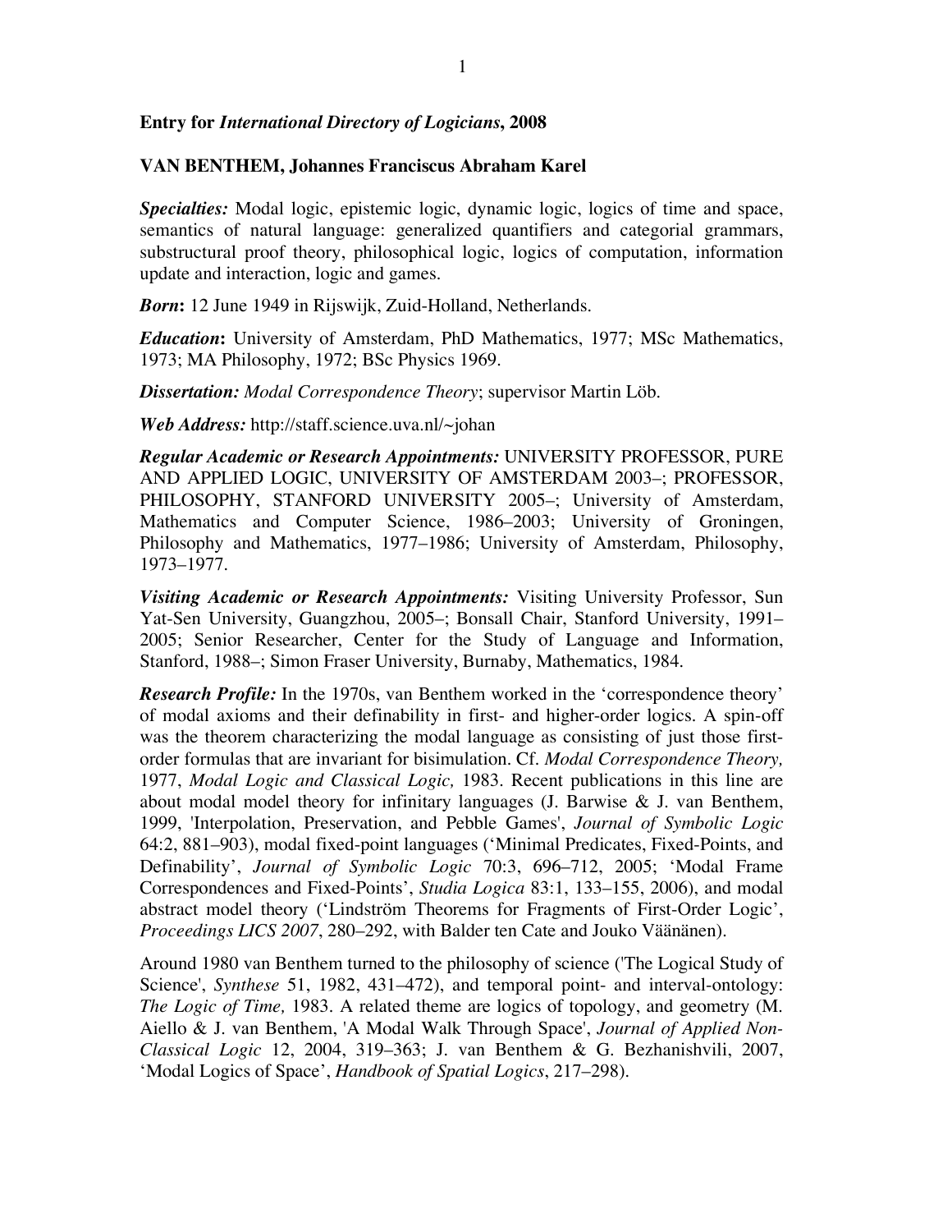**Entry for *International Directory of Logicians*, 2008**

**VAN BENTHEM, Johannes Franciscus Abraham Karel**

***Specialties:*** Modal logic, epistemic logic, dynamic logic, logics of time and space, semantics of natural language: generalized quantifiers and categorial grammars, substructural proof theory, philosophical logic, logics of computation, information update and interaction, logic and games.

***Born*:** 12 June 1949 in Rijswijk, Zuid-Holland, Netherlands.

***Education*:** University of Amsterdam, PhD Mathematics, 1977; MSc Mathematics, 1973; MA Philosophy, 1972; BSc Physics 1969.

***Dissertation:*** *Modal Correspondence Theory*; supervisor Martin Löb.

***Web Address:*** http://staff.science.uva.nl/~johan

***Regular Academic or Research Appointments:*** UNIVERSITY PROFESSOR, PURE AND APPLIED LOGIC, UNIVERSITY OF AMSTERDAM 2003–; PROFESSOR, PHILOSOPHY, STANFORD UNIVERSITY 2005–; University of Amsterdam, Mathematics and Computer Science, 1986–2003; University of Groningen, Philosophy and Mathematics, 1977–1986; University of Amsterdam, Philosophy, 1973–1977.

***Visiting Academic or Research Appointments:*** Visiting University Professor, Sun Yat-Sen University, Guangzhou, 2005–; Bonsall Chair, Stanford University, 1991–2005; Senior Researcher, Center for the Study of Language and Information, Stanford, 1988–; Simon Fraser University, Burnaby, Mathematics, 1984.

***Research Profile:*** In the 1970s, van Benthem worked in the 'correspondence theory' of modal axioms and their definability in first- and higher-order logics. A spin-off was the theorem characterizing the modal language as consisting of just those first-order formulas that are invariant for bisimulation. Cf. *Modal Correspondence Theory,* 1977, *Modal Logic and Classical Logic,* 1983. Recent publications in this line are about modal model theory for infinitary languages (J. Barwise & J. van Benthem, 1999, 'Interpolation, Preservation, and Pebble Games', *Journal of Symbolic Logic* 64:2, 881–903), modal fixed-point languages ('Minimal Predicates, Fixed-Points, and Definability', *Journal of Symbolic Logic* 70:3, 696–712, 2005; 'Modal Frame Correspondences and Fixed-Points', *Studia Logica* 83:1, 133–155, 2006), and modal abstract model theory ('Lindström Theorems for Fragments of First-Order Logic', *Proceedings LICS 2007*, 280–292, with Balder ten Cate and Jouko Väänänen).

Around 1980 van Benthem turned to the philosophy of science ('The Logical Study of Science', *Synthese* 51, 1982, 431–472), and temporal point- and interval-ontology: *The Logic of Time,* 1983. A related theme are logics of topology, and geometry (M. Aiello & J. van Benthem, 'A Modal Walk Through Space', *Journal of Applied Non-Classical Logic* 12, 2004, 319–363; J. van Benthem & G. Bezhanishvili, 2007, 'Modal Logics of Space', *Handbook of Spatial Logics*, 217–298).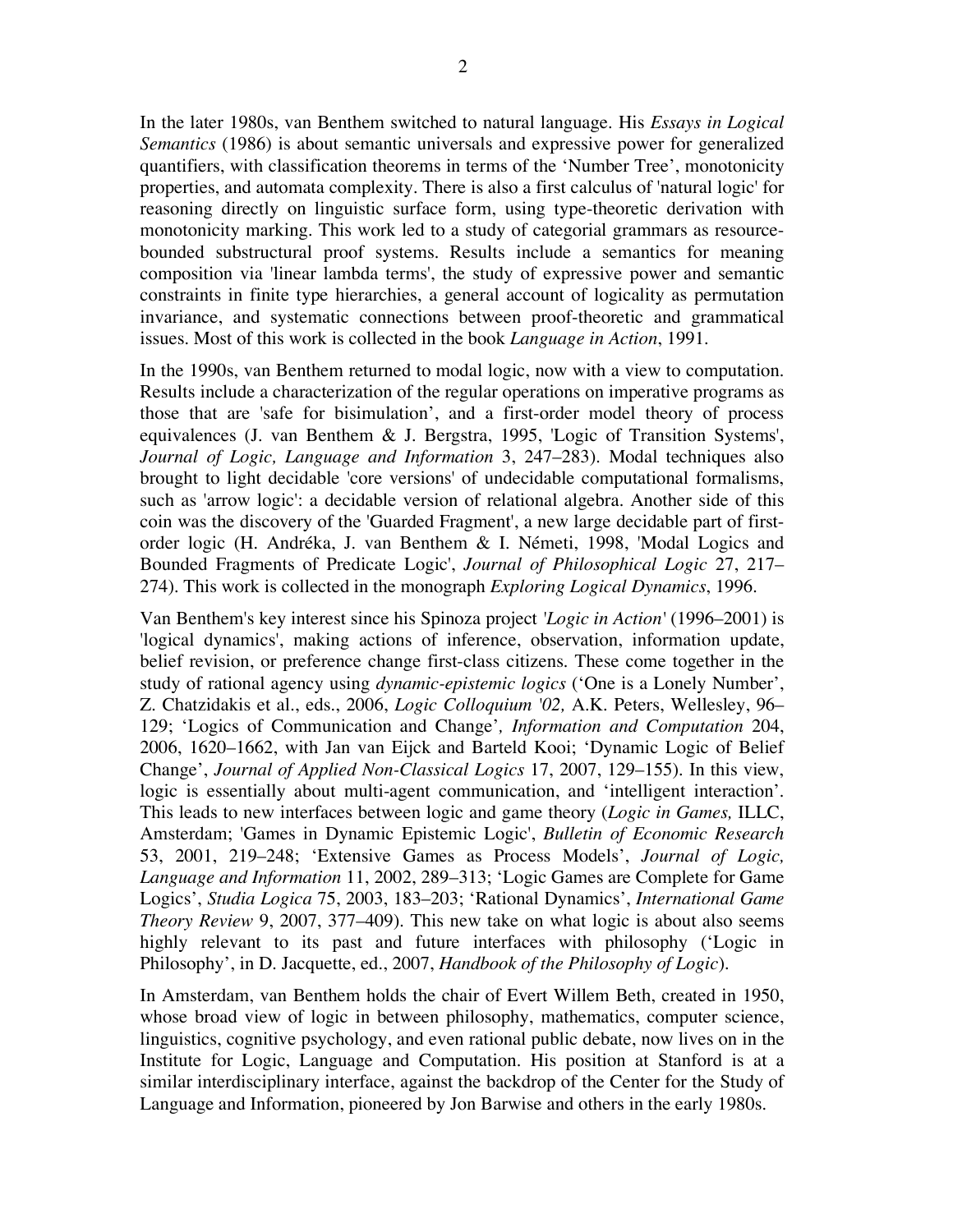In the later 1980s, van Benthem switched to natural language. His *Essays in Logical Semantics* (1986) is about semantic universals and expressive power for generalized quantifiers, with classification theorems in terms of the 'Number Tree', monotonicity properties, and automata complexity. There is also a first calculus of 'natural logic' for reasoning directly on linguistic surface form, using type-theoretic derivation with monotonicity marking. This work led to a study of categorial grammars as resource-bounded substructural proof systems. Results include a semantics for meaning composition via 'linear lambda terms', the study of expressive power and semantic constraints in finite type hierarchies, a general account of logicality as permutation invariance, and systematic connections between proof-theoretic and grammatical issues. Most of this work is collected in the book *Language in Action*, 1991.

In the 1990s, van Benthem returned to modal logic, now with a view to computation. Results include a characterization of the regular operations on imperative programs as those that are 'safe for bisimulation', and a first-order model theory of process equivalences (J. van Benthem & J. Bergstra, 1995, 'Logic of Transition Systems', *Journal of Logic, Language and Information* 3, 247–283). Modal techniques also brought to light decidable 'core versions' of undecidable computational formalisms, such as 'arrow logic': a decidable version of relational algebra. Another side of this coin was the discovery of the 'Guarded Fragment', a new large decidable part of first-order logic (H. Andréka, J. van Benthem & I. Németi, 1998, 'Modal Logics and Bounded Fragments of Predicate Logic', *Journal of Philosophical Logic* 27, 217–274). This work is collected in the monograph *Exploring Logical Dynamics*, 1996.

Van Benthem's key interest since his Spinoza project '*Logic in Action*' (1996–2001) is 'logical dynamics', making actions of inference, observation, information update, belief revision, or preference change first-class citizens. These come together in the study of rational agency using *dynamic-epistemic logics* ('One is a Lonely Number', Z. Chatzidakis et al., eds., 2006, *Logic Colloquium '02,* A.K. Peters, Wellesley, 96–129; 'Logics of Communication and Change'*,* *Information and Computation* 204, 2006, 1620–1662, with Jan van Eijck and Barteld Kooi; 'Dynamic Logic of Belief Change', *Journal of Applied Non-Classical Logics* 17, 2007, 129–155). In this view, logic is essentially about multi-agent communication, and 'intelligent interaction'. This leads to new interfaces between logic and game theory (*Logic in Games,* ILLC, Amsterdam; 'Games in Dynamic Epistemic Logic', *Bulletin of Economic Research* 53, 2001, 219–248; 'Extensive Games as Process Models', *Journal of Logic, Language and Information* 11, 2002, 289–313; 'Logic Games are Complete for Game Logics', *Studia Logica* 75, 2003, 183–203; 'Rational Dynamics', *International Game Theory Review* 9, 2007, 377–409). This new take on what logic is about also seems highly relevant to its past and future interfaces with philosophy ('Logic in Philosophy', in D. Jacquette, ed., 2007, *Handbook of the Philosophy of Logic*).

In Amsterdam, van Benthem holds the chair of Evert Willem Beth, created in 1950, whose broad view of logic in between philosophy, mathematics, computer science, linguistics, cognitive psychology, and even rational public debate, now lives on in the Institute for Logic, Language and Computation. His position at Stanford is at a similar interdisciplinary interface, against the backdrop of the Center for the Study of Language and Information, pioneered by Jon Barwise and others in the early 1980s.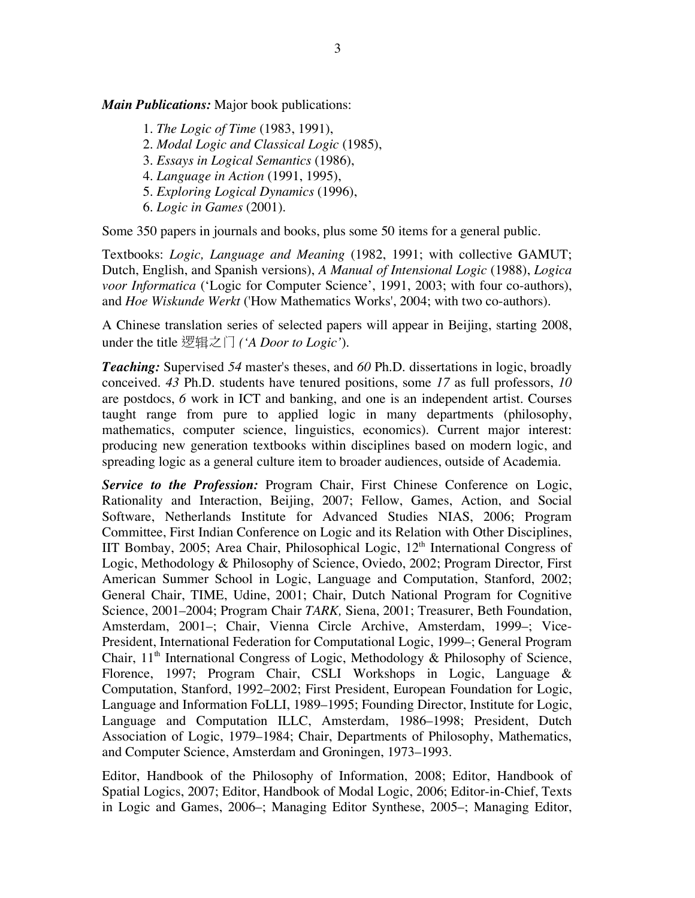***Main Publications:*** Major book publications:

1. *The Logic of Time* (1983, 1991),
2. *Modal Logic and Classical Logic* (1985),
3. *Essays in Logical Semantics* (1986),
4. *Language in Action* (1991, 1995),
5. *Exploring Logical Dynamics* (1996),
6. *Logic in Games* (2001).

Some 350 papers in journals and books, plus some 50 items for a general public.

Textbooks: *Logic, Language and Meaning* (1982, 1991; with collective GAMUT; Dutch, English, and Spanish versions), *A Manual of Intensional Logic* (1988), *Logica voor Informatica* (‘Logic for Computer Science’, 1991, 2003; with four co-authors), and *Hoe Wiskunde Werkt* ('How Mathematics Works', 2004; with two co-authors).

A Chinese translation series of selected papers will appear in Beijing, starting 2008, under the title 逻辑之门 *(‘A Door to Logic’*).

***Teaching:*** Supervised *54* master's theses, and *60* Ph.D. dissertations in logic, broadly conceived. *43* Ph.D. students have tenured positions, some *17* as full professors, *10* are postdocs, *6* work in ICT and banking, and one is an independent artist. Courses taught range from pure to applied logic in many departments (philosophy, mathematics, computer science, linguistics, economics). Current major interest: producing new generation textbooks within disciplines based on modern logic, and spreading logic as a general culture item to broader audiences, outside of Academia.

***Service to the Profession:*** Program Chair, First Chinese Conference on Logic, Rationality and Interaction, Beijing, 2007; Fellow, Games, Action, and Social Software, Netherlands Institute for Advanced Studies NIAS, 2006; Program Committee, First Indian Conference on Logic and its Relation with Other Disciplines, IIT Bombay, 2005; Area Chair, Philosophical Logic, 12th International Congress of Logic, Methodology & Philosophy of Science, Oviedo, 2002; Program Director*,* First American Summer School in Logic, Language and Computation, Stanford, 2002; General Chair, TIME, Udine, 2001; Chair, Dutch National Program for Cognitive Science, 2001–2004; Program Chair *TARK,* Siena, 2001; Treasurer, Beth Foundation, Amsterdam, 2001–; Chair, Vienna Circle Archive, Amsterdam, 1999–; Vice-President, International Federation for Computational Logic, 1999–; General Program Chair, 11th International Congress of Logic, Methodology & Philosophy of Science, Florence, 1997; Program Chair, CSLI Workshops in Logic, Language & Computation, Stanford, 1992–2002; First President, European Foundation for Logic, Language and Information FoLLI, 1989–1995; Founding Director, Institute for Logic, Language and Computation ILLC, Amsterdam, 1986–1998; President, Dutch Association of Logic, 1979–1984; Chair, Departments of Philosophy, Mathematics, and Computer Science, Amsterdam and Groningen, 1973–1993.

Editor, Handbook of the Philosophy of Information, 2008; Editor, Handbook of Spatial Logics, 2007; Editor, Handbook of Modal Logic, 2006; Editor-in-Chief, Texts in Logic and Games, 2006–; Managing Editor Synthese, 2005–; Managing Editor,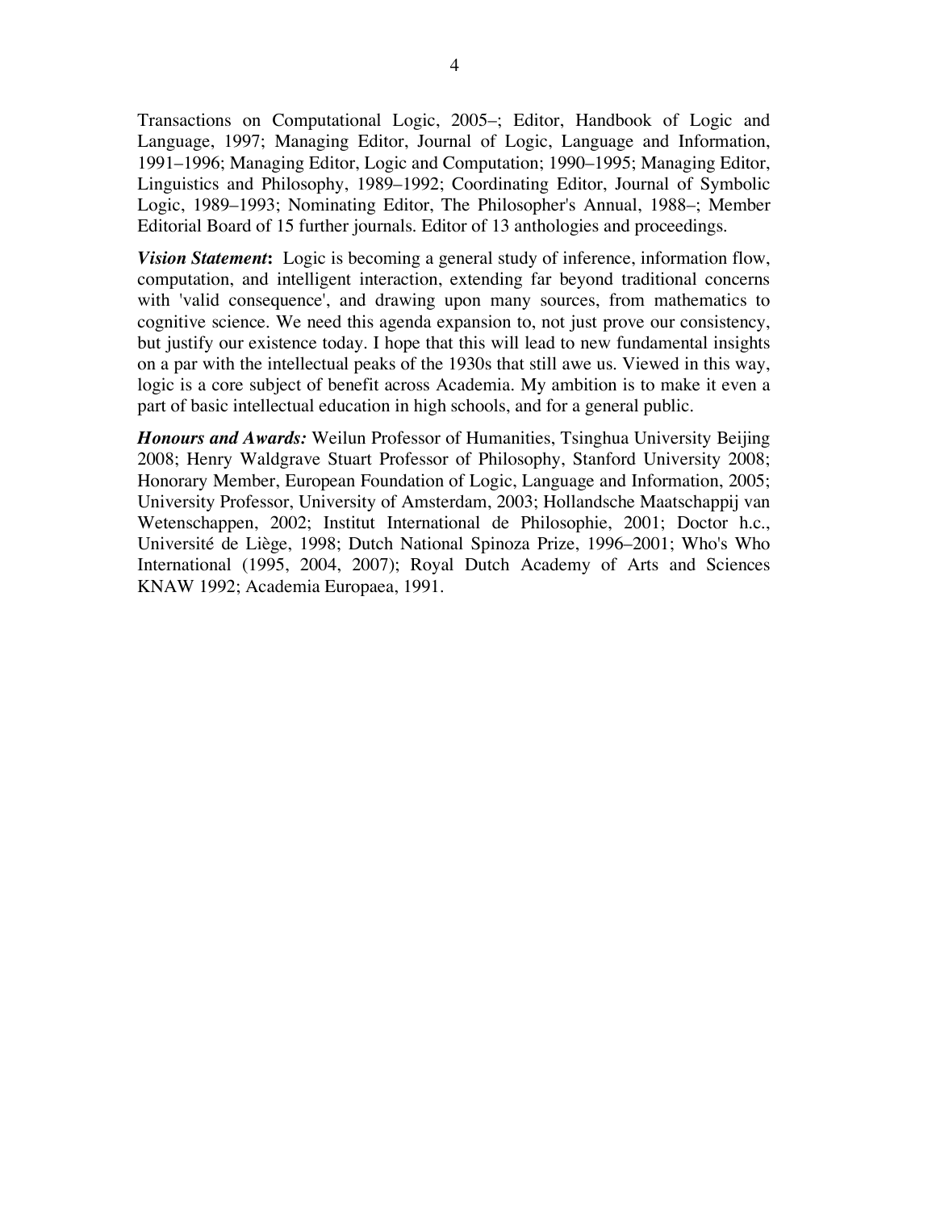Transactions on Computational Logic, 2005–; Editor, Handbook of Logic and Language, 1997; Managing Editor, Journal of Logic, Language and Information, 1991–1996; Managing Editor, Logic and Computation; 1990–1995; Managing Editor, Linguistics and Philosophy, 1989–1992; Coordinating Editor, Journal of Symbolic Logic, 1989–1993; Nominating Editor, The Philosopher's Annual, 1988–; Member Editorial Board of 15 further journals. Editor of 13 anthologies and proceedings.

***Vision Statement*:** Logic is becoming a general study of inference, information flow, computation, and intelligent interaction, extending far beyond traditional concerns with 'valid consequence', and drawing upon many sources, from mathematics to cognitive science. We need this agenda expansion to, not just prove our consistency, but justify our existence today. I hope that this will lead to new fundamental insights on a par with the intellectual peaks of the 1930s that still awe us. Viewed in this way, logic is a core subject of benefit across Academia. My ambition is to make it even a part of basic intellectual education in high schools, and for a general public.

***Honours and Awards:*** Weilun Professor of Humanities, Tsinghua University Beijing 2008; Henry Waldgrave Stuart Professor of Philosophy, Stanford University 2008; Honorary Member, European Foundation of Logic, Language and Information, 2005; University Professor, University of Amsterdam, 2003; Hollandsche Maatschappij van Wetenschappen, 2002; Institut International de Philosophie, 2001; Doctor h.c., Université de Liège, 1998; Dutch National Spinoza Prize, 1996–2001; Who's Who International (1995, 2004, 2007); Royal Dutch Academy of Arts and Sciences KNAW 1992; Academia Europaea, 1991.